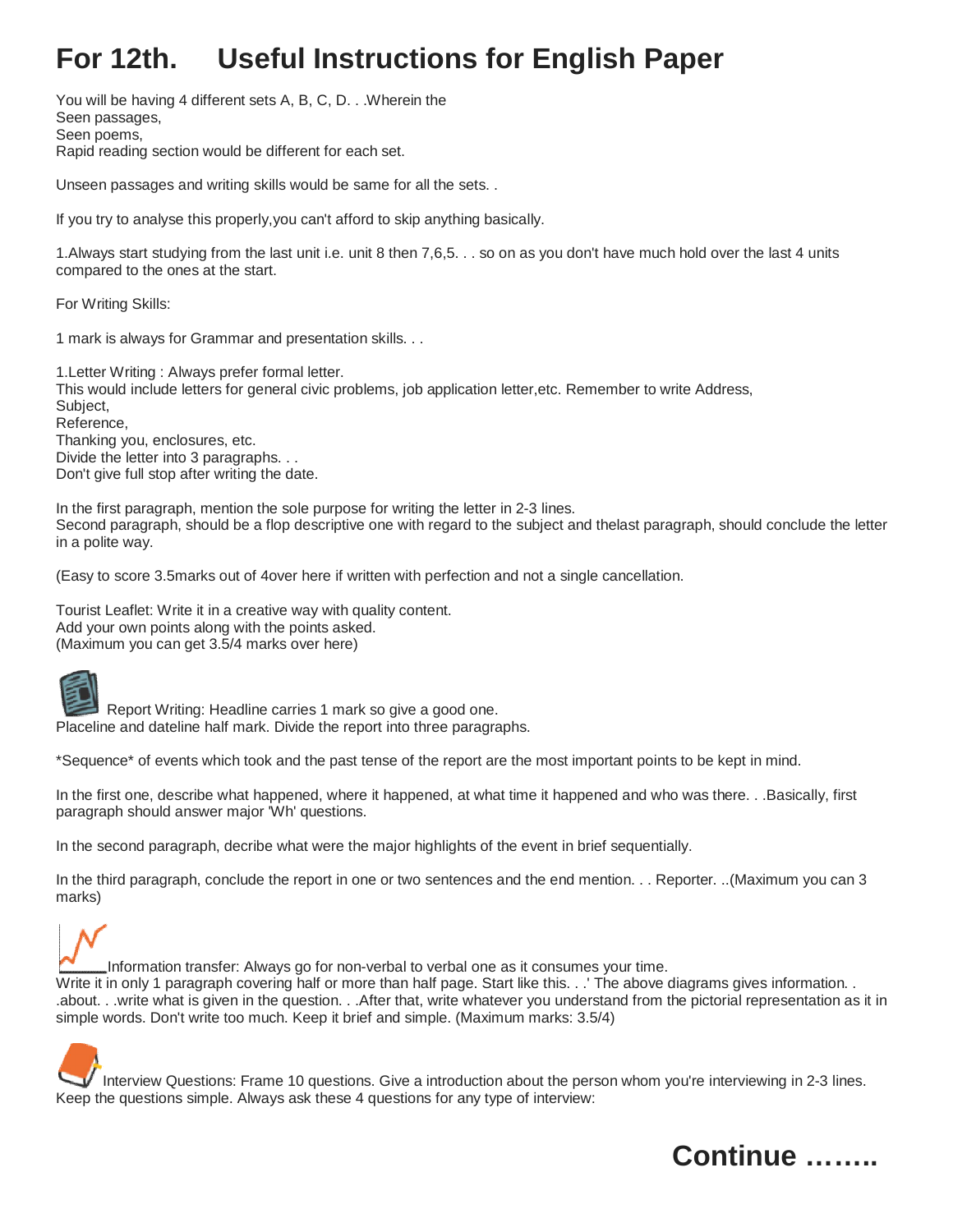# For 12th. Useful Instructions for English Paper

You will be having 4 different sets A, B, C, D. . .Wherein the
Seen passages,
Seen poems,
Rapid reading section would be different for each set.

Unseen passages and writing skills would be same for all the sets. .

If you try to analyse this properly,you can't afford to skip anything basically.

1.Always start studying from the last unit i.e. unit 8 then 7,6,5. . . so on as you don't have much hold over the last 4 units compared to the ones at the start.

For Writing Skills:

1 mark is always for Grammar and presentation skills. . .

1.Letter Writing : Always prefer formal letter.
This would include letters for general civic problems, job application letter,etc. Remember to write Address,
Subject,
Reference,
Thanking you, enclosures, etc.
Divide the letter into 3 paragraphs. . .
Don't give full stop after writing the date.

In the first paragraph, mention the sole purpose for writing the letter in 2-3 lines.
Second paragraph, should be a flop descriptive one with regard to the subject and thelast paragraph, should conclude the letter in a polite way.

(Easy to score 3.5marks out of 4over here if written with perfection and not a single cancellation.

Tourist Leaflet: Write it in a creative way with quality content.
Add your own points along with the points asked.
(Maximum you can get 3.5/4 marks over here)

Report Writing: Headline carries 1 mark so give a good one.
Placeline and dateline half mark. Divide the report into three paragraphs.

*Sequence* of events which took and the past tense of the report are the most important points to be kept in mind.

In the first one, describe what happened, where it happened, at what time it happened and who was there. . .Basically, first paragraph should answer major 'Wh' questions.

In the second paragraph, decribe what were the major highlights of the event in brief sequentially.

In the third paragraph, conclude the report in one or two sentences and the end mention. . . Reporter. ..(Maximum you can 3 marks)

Information transfer: Always go for non-verbal to verbal one as it consumes your time.
Write it in only 1 paragraph covering half or more than half page. Start like this. . .' The above diagrams gives information. . .about. . .write what is given in the question. . .After that, write whatever you understand from the pictorial representation as it in simple words. Don't write too much. Keep it brief and simple. (Maximum marks: 3.5/4)

Interview Questions: Frame 10 questions. Give a introduction about the person whom you're interviewing in 2-3 lines.
Keep the questions simple. Always ask these 4 questions for any type of interview:

**Continue ……..**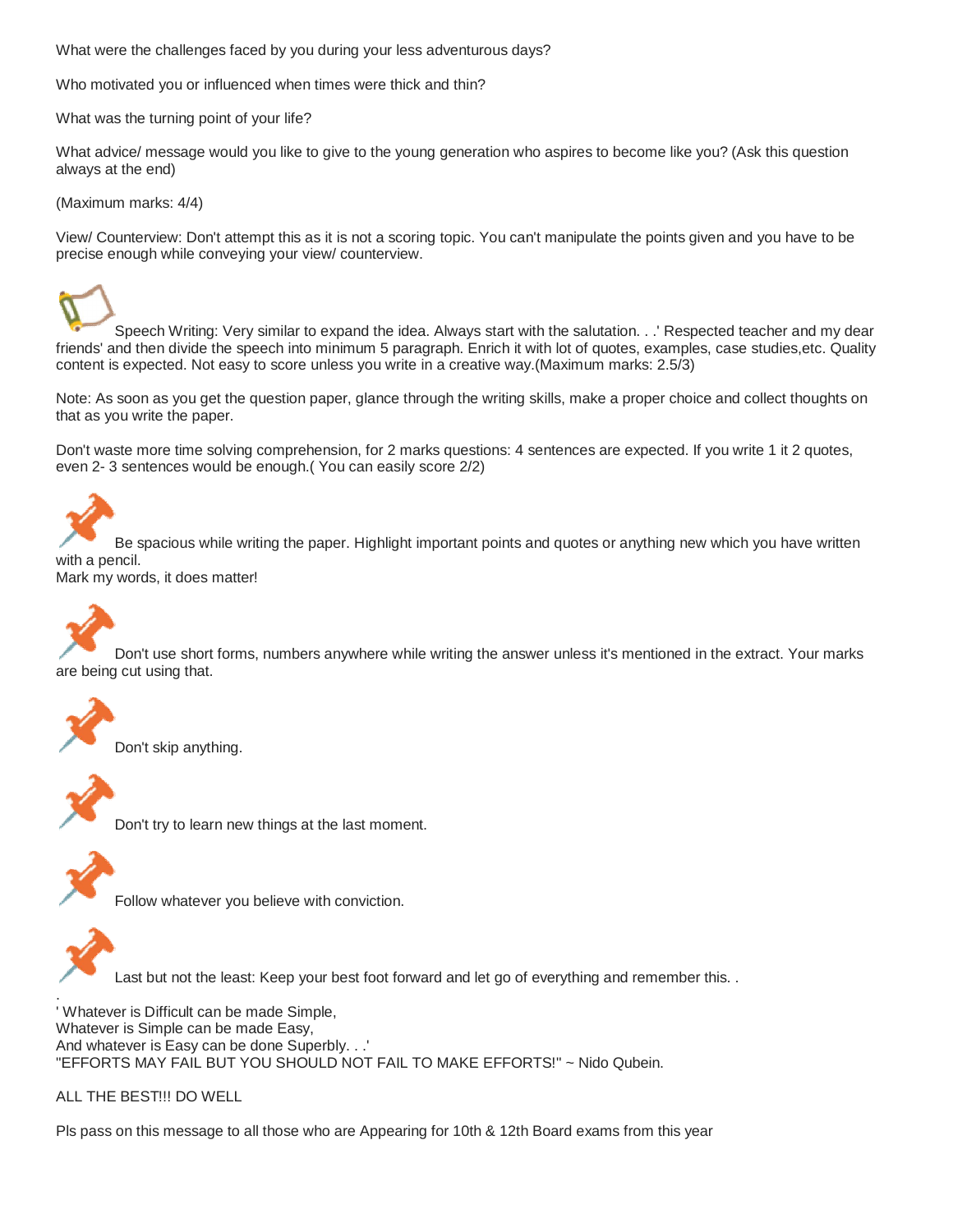What were the challenges faced by you during your less adventurous days?

Who motivated you or influenced when times were thick and thin?

What was the turning point of your life?

What advice/ message would you like to give to the young generation who aspires to become like you? (Ask this question always at the end)

(Maximum marks: 4/4)

View/ Counterview: Don't attempt this as it is not a scoring topic. You can't manipulate the points given and you have to be precise enough while conveying your view/ counterview.

Speech Writing: Very similar to expand the idea. Always start with the salutation. . .' Respected teacher and my dear friends' and then divide the speech into minimum 5 paragraph. Enrich it with lot of quotes, examples, case studies,etc. Quality content is expected. Not easy to score unless you write in a creative way.(Maximum marks: 2.5/3)

Note: As soon as you get the question paper, glance through the writing skills, make a proper choice and collect thoughts on that as you write the paper.

Don't waste more time solving comprehension, for 2 marks questions: 4 sentences are expected. If you write 1 it 2 quotes, even 2- 3 sentences would be enough.( You can easily score 2/2)

Be spacious while writing the paper. Highlight important points and quotes or anything new which you have written with a pencil.
Mark my words, it does matter!

Don't use short forms, numbers anywhere while writing the answer unless it's mentioned in the extract. Your marks are being cut using that.

Don't skip anything.

Don't try to learn new things at the last moment.

Follow whatever you believe with conviction.

Last but not the least: Keep your best foot forward and let go of everything and remember this. .

.
' Whatever is Difficult can be made Simple,
Whatever is Simple can be made Easy,
And whatever is Easy can be done Superbly. . .'
"EFFORTS MAY FAIL BUT YOU SHOULD NOT FAIL TO MAKE EFFORTS!" ~ Nido Qubein.

ALL THE BEST!!! DO WELL

Pls pass on this message to all those who are Appearing for 10th & 12th Board exams from this year